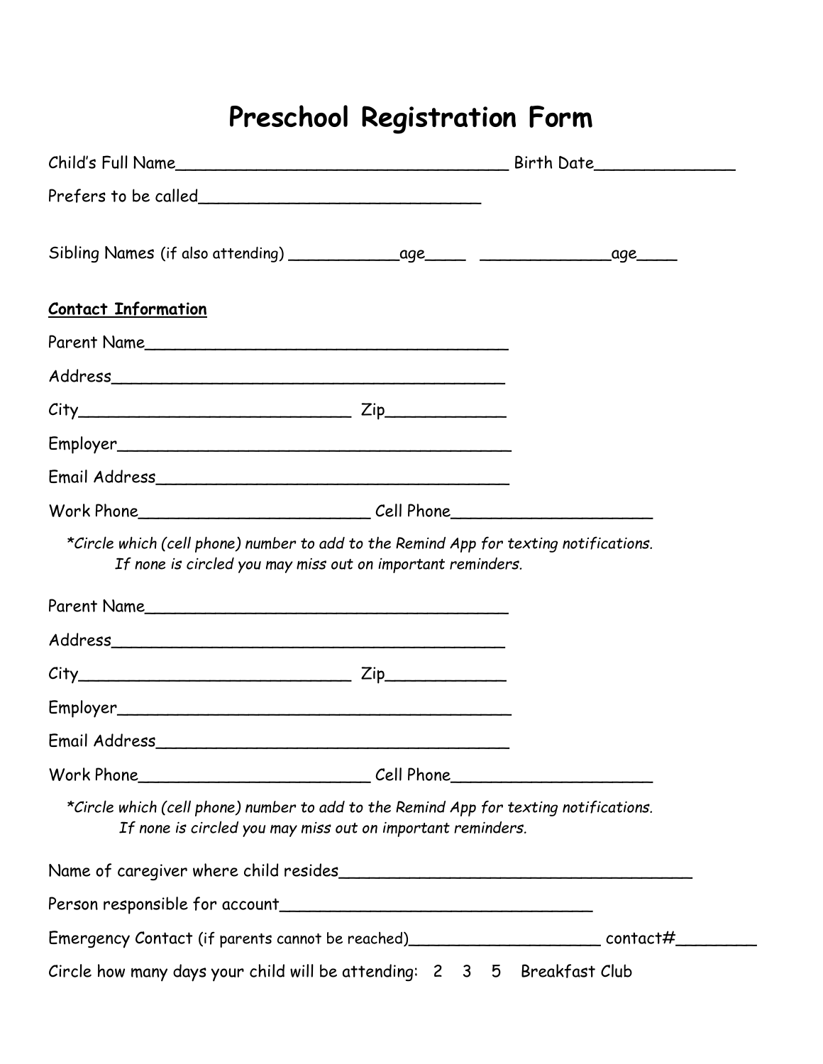# Preschool Registration Form

Child's Full Name_________________________________ Birth Date______________

Prefers to be called_____________________________

Sibling Names (if also attending) ___________age____ _____________age____

**Contact Information**

Parent Name____________________________________

Address_________________________________________

City____________________________ Zip____________

Employer_________________________________________

Email Address____________________________________

Work Phone________________________ Cell Phone____________________

*\*Circle which (cell phone) number to add to the Remind App for texting notifications. If none is circled you may miss out on important reminders.*

Parent Name____________________________________

Address_________________________________________

City____________________________ Zip____________

Employer_________________________________________

Email Address____________________________________

Work Phone________________________ Cell Phone____________________

*\*Circle which (cell phone) number to add to the Remind App for texting notifications. If none is circled you may miss out on important reminders.*

Name of caregiver where child resides____________________________________

Person responsible for account________________________________

Emergency Contact (if parents cannot be reached)____________________ contact#________

Circle how many days your child will be attending: 2 3 5 Breakfast Club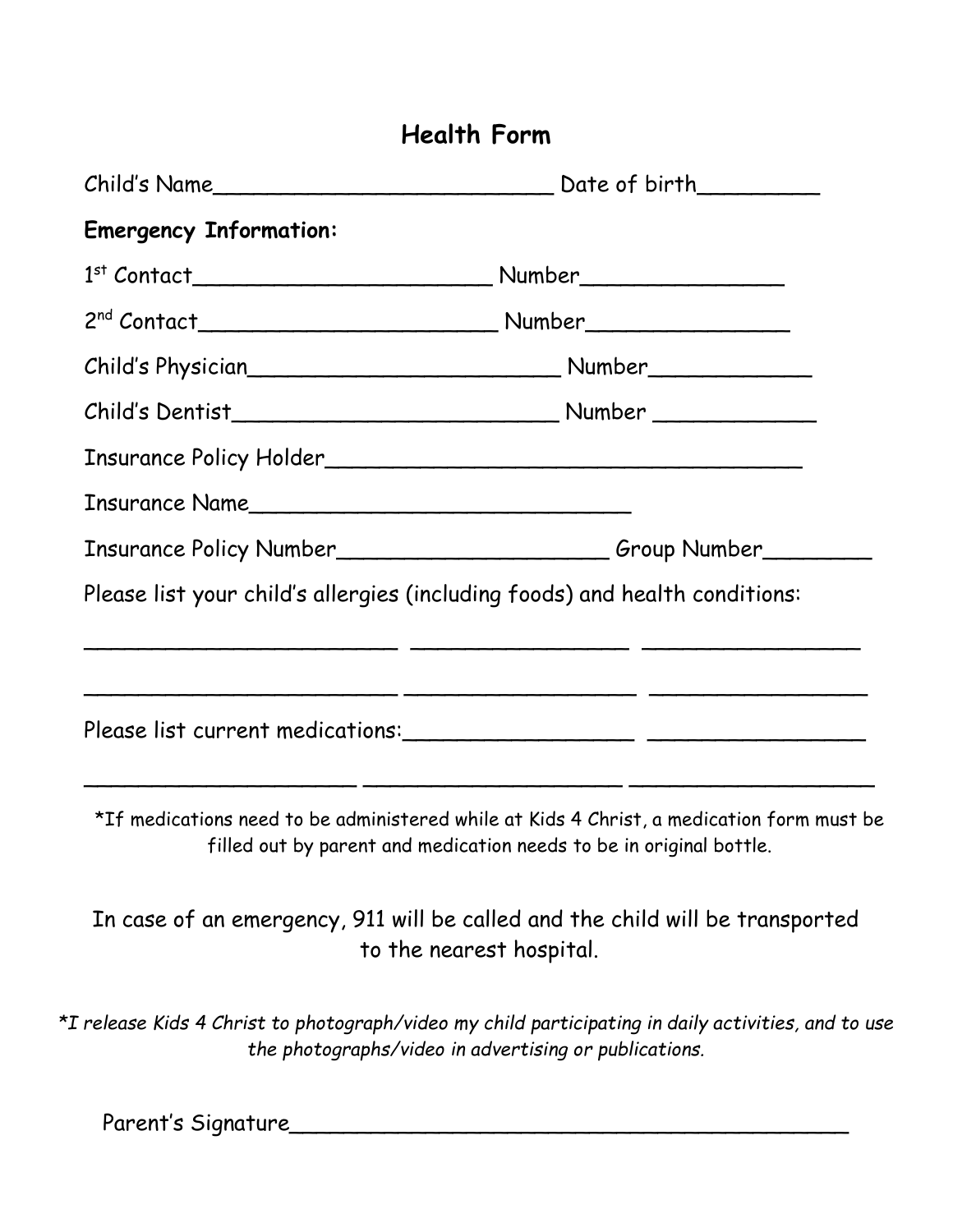# Health Form

Child's Name__________________________ Date of birth_________

**Emergency Information:**

1st Contact______________________ Number_______________

2nd Contact______________________ Number_______________

Child's Physician_______________________ Number____________

Child's Dentist________________________ Number ____________

Insurance Policy Holder____________________________________

Insurance Name____________________________

Insurance Policy Number____________________ Group Number________

Please list your child's allergies (including foods) and health conditions:

________________________ ________________ ________________

________________________ ________________ ________________

Please list current medications:________________ ________________

____________________ __________________ __________________

*If medications need to be administered while at Kids 4 Christ, a medication form must be filled out by parent and medication needs to be in original bottle.

In case of an emergency, 911 will be called and the child will be transported to the nearest hospital.

*\*I release Kids 4 Christ to photograph/video my child participating in daily activities, and to use the photographs/video in advertising or publications.*

Parent's Signature___________________________________________